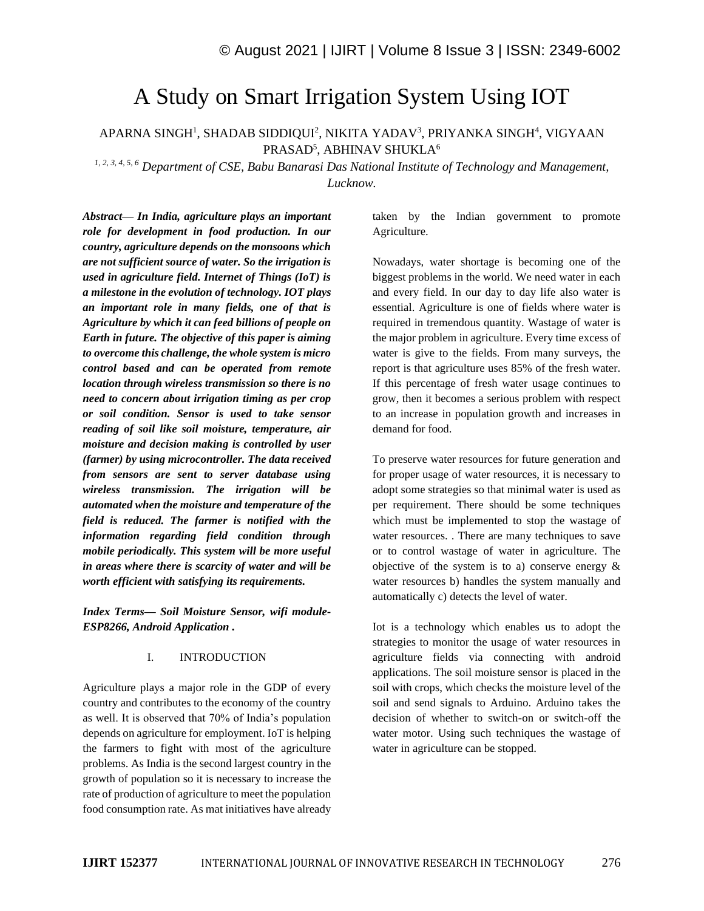# A Study on Smart Irrigation System Using IOT

APARNA SINGH[1], SHADAB SIDDIQUI[2], NIKITA YADAV[3], PRIYANKA SINGH[4], VIGYAAN PRASAD[5], ABHINAV SHUKLA[6]

*[1, 2, 3, 4, 5, 6] Department of CSE, Babu Banarasi Das National Institute of Technology and Management, Lucknow.*

***Abstract— In India, agriculture plays an important role for development in food production. In our country, agriculture depends on the monsoons which are not sufficient source of water. So the irrigation is used in agriculture field. Internet of Things (IoT) is a milestone in the evolution of technology. IOT plays an important role in many fields, one of that is Agriculture by which it can feed billions of people on Earth in future. The objective of this paper is aiming to overcome this challenge, the whole system is micro control based and can be operated from remote location through wireless transmission so there is no need to concern about irrigation timing as per crop or soil condition. Sensor is used to take sensor reading of soil like soil moisture, temperature, air moisture and decision making is controlled by user (farmer) by using microcontroller. The data received from sensors are sent to server database using wireless transmission. The irrigation will be automated when the moisture and temperature of the field is reduced. The farmer is notified with the information regarding field condition through mobile periodically. This system will be more useful in areas where there is scarcity of water and will be worth efficient with satisfying its requirements.***

***Index Terms— Soil Moisture Sensor, wifi module-ESP8266, Android Application .***

## I. INTRODUCTION

Agriculture plays a major role in the GDP of every country and contributes to the economy of the country as well. It is observed that 70% of India's population depends on agriculture for employment. IoT is helping the farmers to fight with most of the agriculture problems. As India is the second largest country in the growth of population so it is necessary to increase the rate of production of agriculture to meet the population food consumption rate. As mat initiatives have already taken by the Indian government to promote Agriculture.

Nowadays, water shortage is becoming one of the biggest problems in the world. We need water in each and every field. In our day to day life also water is essential. Agriculture is one of fields where water is required in tremendous quantity. Wastage of water is the major problem in agriculture. Every time excess of water is give to the fields. From many surveys, the report is that agriculture uses 85% of the fresh water. If this percentage of fresh water usage continues to grow, then it becomes a serious problem with respect to an increase in population growth and increases in demand for food.

To preserve water resources for future generation and for proper usage of water resources, it is necessary to adopt some strategies so that minimal water is used as per requirement. There should be some techniques which must be implemented to stop the wastage of water resources. . There are many techniques to save or to control wastage of water in agriculture. The objective of the system is to a) conserve energy & water resources b) handles the system manually and automatically c) detects the level of water.

Iot is a technology which enables us to adopt the strategies to monitor the usage of water resources in agriculture fields via connecting with android applications. The soil moisture sensor is placed in the soil with crops, which checks the moisture level of the soil and send signals to Arduino. Arduino takes the decision of whether to switch-on or switch-off the water motor. Using such techniques the wastage of water in agriculture can be stopped.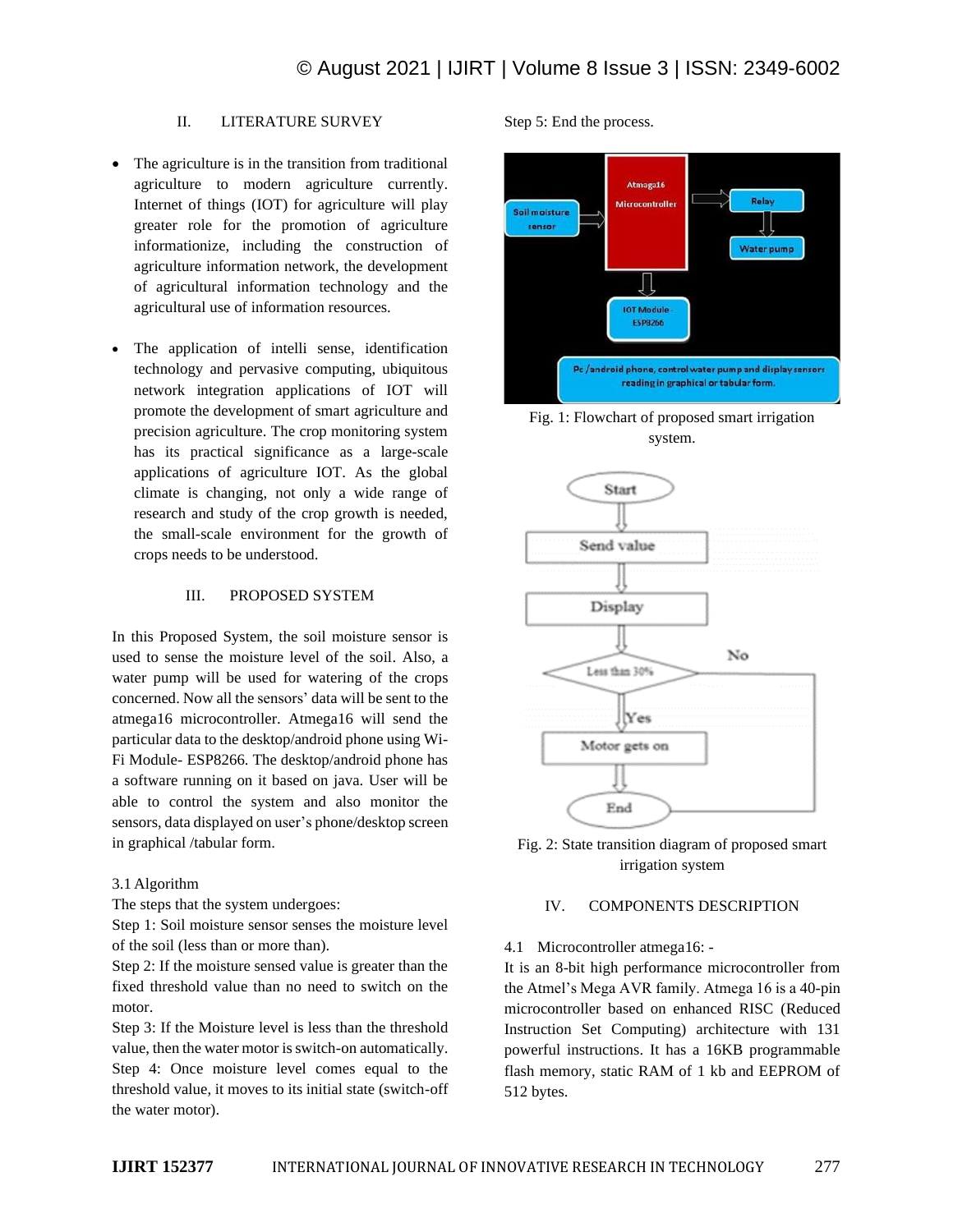## II. LITERATURE SURVEY

- The agriculture is in the transition from traditional agriculture to modern agriculture currently. Internet of things (IOT) for agriculture will play greater role for the promotion of agriculture informationize, including the construction of agriculture information network, the development of agricultural information technology and the agricultural use of information resources.

- The application of intelli sense, identification technology and pervasive computing, ubiquitous network integration applications of IOT will promote the development of smart agriculture and precision agriculture. The crop monitoring system has its practical significance as a large-scale applications of agriculture IOT. As the global climate is changing, not only a wide range of research and study of the crop growth is needed, the small-scale environment for the growth of crops needs to be understood.

## III. PROPOSED SYSTEM

In this Proposed System, the soil moisture sensor is used to sense the moisture level of the soil. Also, a water pump will be used for watering of the crops concerned. Now all the sensors' data will be sent to the atmega16 microcontroller. Atmega16 will send the particular data to the desktop/android phone using Wi-Fi Module- ESP8266. The desktop/android phone has a software running on it based on java. User will be able to control the system and also monitor the sensors, data displayed on user's phone/desktop screen in graphical /tabular form.

### 3.1 Algorithm

The steps that the system undergoes:

Step 1: Soil moisture sensor senses the moisture level of the soil (less than or more than).

Step 2: If the moisture sensed value is greater than the fixed threshold value than no need to switch on the motor.

Step 3: If the Moisture level is less than the threshold value, then the water motor is switch-on automatically.

Step 4: Once moisture level comes equal to the threshold value, it moves to its initial state (switch-off the water motor).

Step 5: End the process.

Fig. 1: Flowchart of proposed smart irrigation system.

Fig. 2: State transition diagram of proposed smart irrigation system

## IV. COMPONENTS DESCRIPTION

### 4.1 Microcontroller atmega16: -

It is an 8-bit high performance microcontroller from the Atmel's Mega AVR family. Atmega 16 is a 40-pin microcontroller based on enhanced RISC (Reduced Instruction Set Computing) architecture with 131 powerful instructions. It has a 16KB programmable flash memory, static RAM of 1 kb and EEPROM of 512 bytes.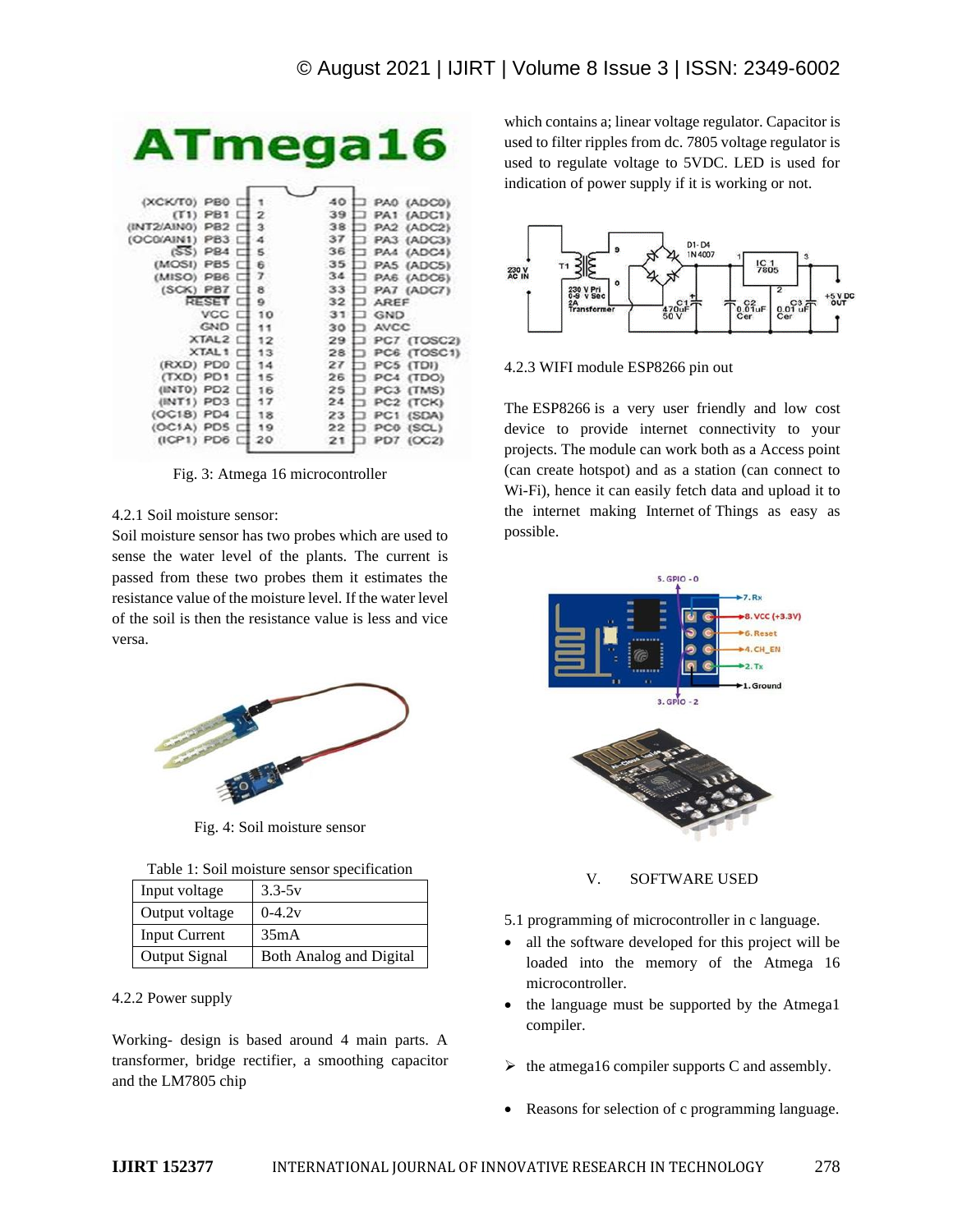Fig. 3: Atmega 16 microcontroller

4.2.1 Soil moisture sensor:

Soil moisture sensor has two probes which are used to sense the water level of the plants. The current is passed from these two probes them it estimates the resistance value of the moisture level. If the water level of the soil is then the resistance value is less and vice versa.

Fig. 4: Soil moisture sensor

Table 1: Soil moisture sensor specification

| Input voltage | 3.3-5v |
|---|---|
| Output voltage | 0-4.2v |
| Input Current | 35mA |
| Output Signal | Both Analog and Digital |

4.2.2 Power supply

Working- design is based around 4 main parts. A transformer, bridge rectifier, a smoothing capacitor and the LM7805 chip which contains a; linear voltage regulator. Capacitor is used to filter ripples from dc. 7805 voltage regulator is used to regulate voltage to 5VDC. LED is used for indication of power supply if it is working or not.

4.2.3 WIFI module ESP8266 pin out

The ESP8266 is a very user friendly and low cost device to provide internet connectivity to your projects. The module can work both as a Access point (can create hotspot) and as a station (can connect to Wi-Fi), hence it can easily fetch data and upload it to the internet making Internet of Things as easy as possible.

## V. SOFTWARE USED

5.1 programming of microcontroller in c language.

- all the software developed for this project will be loaded into the memory of the Atmega 16 microcontroller.
- the language must be supported by the Atmega1 compiler.

➢ the atmega16 compiler supports C and assembly.

- Reasons for selection of c programming language.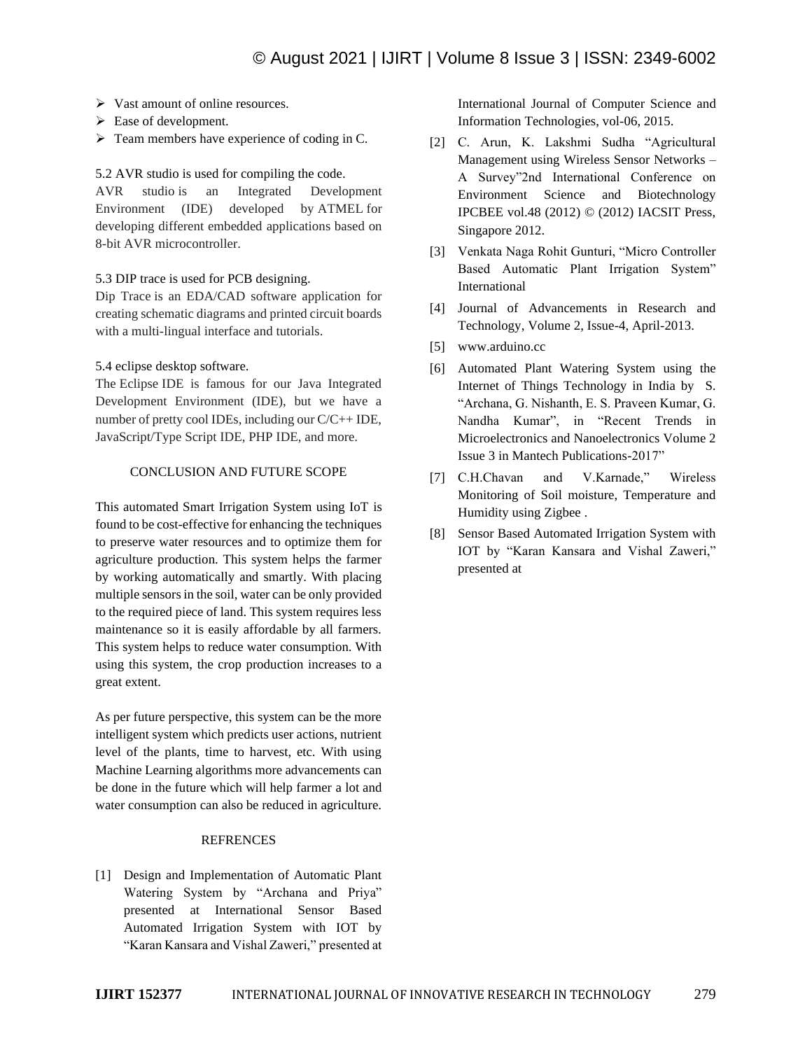- Vast amount of online resources.
- Ease of development.
- Team members have experience of coding in C.

5.2 AVR studio is used for compiling the code.

AVR studio is an Integrated Development Environment (IDE) developed by ATMEL for developing different embedded applications based on 8-bit AVR microcontroller.

5.3 DIP trace is used for PCB designing.

Dip Trace is an EDA/CAD software application for creating schematic diagrams and printed circuit boards with a multi-lingual interface and tutorials.

5.4 eclipse desktop software.

The Eclipse IDE is famous for our Java Integrated Development Environment (IDE), but we have a number of pretty cool IDEs, including our C/C++ IDE, JavaScript/Type Script IDE, PHP IDE, and more.

## CONCLUSION AND FUTURE SCOPE

This automated Smart Irrigation System using IoT is found to be cost-effective for enhancing the techniques to preserve water resources and to optimize them for agriculture production. This system helps the farmer by working automatically and smartly. With placing multiple sensors in the soil, water can be only provided to the required piece of land. This system requires less maintenance so it is easily affordable by all farmers. This system helps to reduce water consumption. With using this system, the crop production increases to a great extent.

As per future perspective, this system can be the more intelligent system which predicts user actions, nutrient level of the plants, time to harvest, etc. With using Machine Learning algorithms more advancements can be done in the future which will help farmer a lot and water consumption can also be reduced in agriculture.

## REFRENCES

[1] Design and Implementation of Automatic Plant Watering System by "Archana and Priya" presented at International Sensor Based Automated Irrigation System with IOT by "Karan Kansara and Vishal Zaweri," presented at International Journal of Computer Science and Information Technologies, vol-06, 2015.

[2] C. Arun, K. Lakshmi Sudha "Agricultural Management using Wireless Sensor Networks – A Survey"2nd International Conference on Environment Science and Biotechnology IPCBEE vol.48 (2012) © (2012) IACSIT Press, Singapore 2012.

[3] Venkata Naga Rohit Gunturi, "Micro Controller Based Automatic Plant Irrigation System" International

[4] Journal of Advancements in Research and Technology, Volume 2, Issue-4, April-2013.

[5] www.arduino.cc

[6] Automated Plant Watering System using the Internet of Things Technology in India by S. "Archana, G. Nishanth, E. S. Praveen Kumar, G. Nandha Kumar", in "Recent Trends in Microelectronics and Nanoelectronics Volume 2 Issue 3 in Mantech Publications-2017"

[7] C.H.Chavan and V.Karnade," Wireless Monitoring of Soil moisture, Temperature and Humidity using Zigbee .

[8] Sensor Based Automated Irrigation System with IOT by "Karan Kansara and Vishal Zaweri," presented at